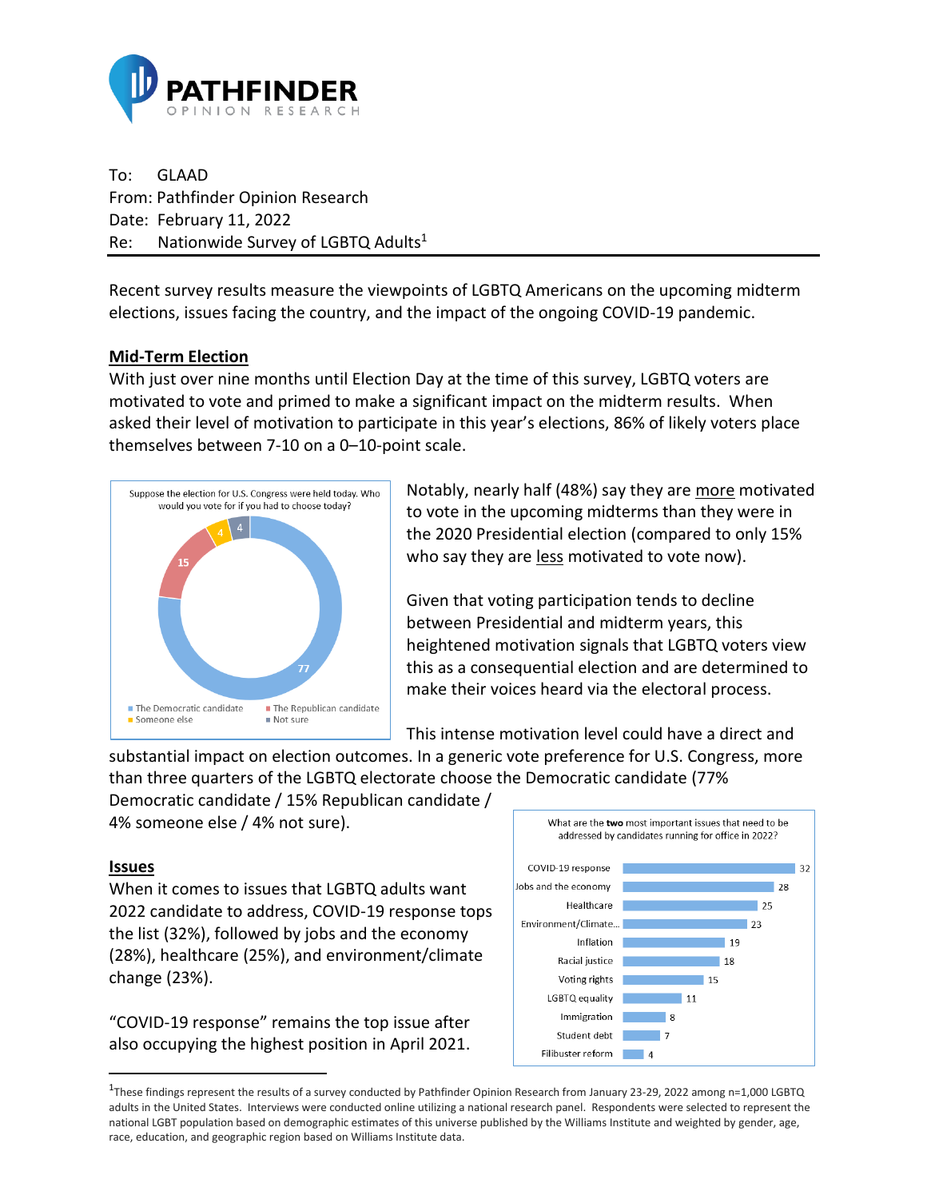**PATHFINDER**
OPINION RESEARCH

To: GLAAD
From: Pathfinder Opinion Research
Date: February 11, 2022
Re: Nationwide Survey of LGBTQ Adults[1]

Recent survey results measure the viewpoints of LGBTQ Americans on the upcoming midterm elections, issues facing the country, and the impact of the ongoing COVID-19 pandemic.

## Mid-Term Election

With just over nine months until Election Day at the time of this survey, LGBTQ voters are motivated to vote and primed to make a significant impact on the midterm results. When asked their level of motivation to participate in this year's elections, 86% of likely voters place themselves between 7-10 on a 0–10-point scale.

Suppose the election for U.S. Congress were held today. Who would you vote for if you had to choose today?

| Response | % |
|---|---|
| The Democratic candidate | 77 |
| The Republican candidate | 15 |
| Someone else | 4 |
| Not sure | 4 |

Notably, nearly half (48%) say they are more motivated to vote in the upcoming midterms than they were in the 2020 Presidential election (compared to only 15% who say they are less motivated to vote now).

Given that voting participation tends to decline between Presidential and midterm years, this heightened motivation signals that LGBTQ voters view this as a consequential election and are determined to make their voices heard via the electoral process.

This intense motivation level could have a direct and substantial impact on election outcomes. In a generic vote preference for U.S. Congress, more than three quarters of the LGBTQ electorate choose the Democratic candidate (77% Democratic candidate / 15% Republican candidate / 4% someone else / 4% not sure).

## Issues

When it comes to issues that LGBTQ adults want 2022 candidate to address, COVID-19 response tops the list (32%), followed by jobs and the economy (28%), healthcare (25%), and environment/climate change (23%).

"COVID-19 response" remains the top issue after also occupying the highest position in April 2021.

What are the **two** most important issues that need to be addressed by candidates running for office in 2022?

| Issue | % |
|---|---|
| COVID-19 response | 32 |
| Jobs and the economy | 28 |
| Healthcare | 25 |
| Environment/Climate... | 23 |
| Inflation | 19 |
| Racial justice | 18 |
| Voting rights | 15 |
| LGBTQ equality | 11 |
| Immigration | 8 |
| Student debt | 7 |
| Filibuster reform | 4 |

[1]These findings represent the results of a survey conducted by Pathfinder Opinion Research from January 23-29, 2022 among n=1,000 LGBTQ adults in the United States. Interviews were conducted online utilizing a national research panel. Respondents were selected to represent the national LGBT population based on demographic estimates of this universe published by the Williams Institute and weighted by gender, age, race, education, and geographic region based on Williams Institute data.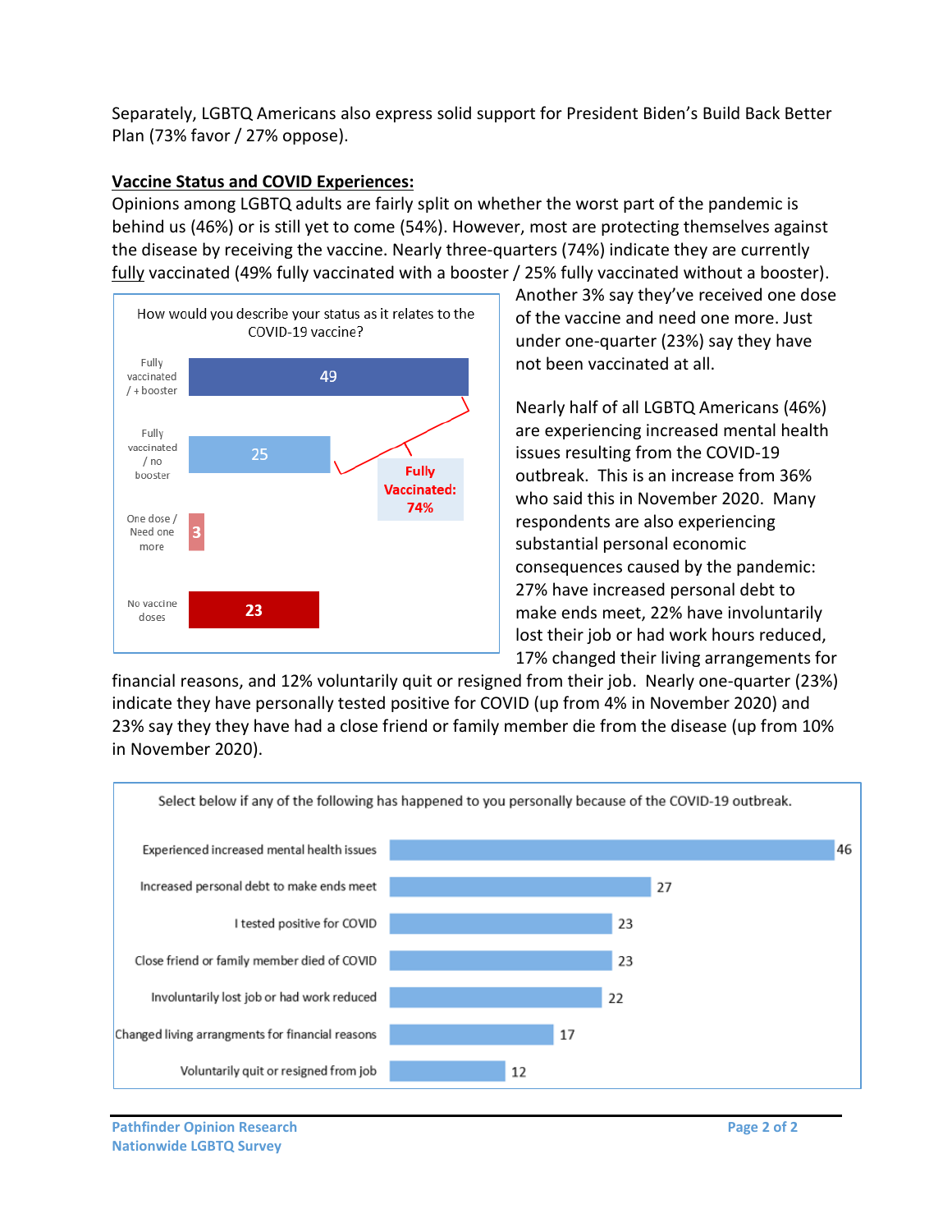Separately, LGBTQ Americans also express solid support for President Biden's Build Back Better Plan (73% favor / 27% oppose).

**Vaccine Status and COVID Experiences:**

Opinions among LGBTQ adults are fairly split on whether the worst part of the pandemic is behind us (46%) or is still yet to come (54%). However, most are protecting themselves against the disease by receiving the vaccine. Nearly three-quarters (74%) indicate they are currently fully vaccinated (49% fully vaccinated with a booster / 25% fully vaccinated without a booster).

How would you describe your status as it relates to the COVID-19 vaccine?

Fully vaccinated / + booster 49

Fully vaccinated / no booster 25

One dose / Need one more 3

No vaccine doses 23

Fully Vaccinated: 74%

Another 3% say they've received one dose of the vaccine and need one more. Just under one-quarter (23%) say they have not been vaccinated at all.

Nearly half of all LGBTQ Americans (46%) are experiencing increased mental health issues resulting from the COVID-19 outbreak. This is an increase from 36% who said this in November 2020. Many respondents are also experiencing substantial personal economic consequences caused by the pandemic: 27% have increased personal debt to make ends meet, 22% have involuntarily lost their job or had work hours reduced, 17% changed their living arrangements for financial reasons, and 12% voluntarily quit or resigned from their job. Nearly one-quarter (23%) indicate they have personally tested positive for COVID (up from 4% in November 2020) and 23% say they they have had a close friend or family member die from the disease (up from 10% in November 2020).

Select below if any of the following has happened to you personally because of the COVID-19 outbreak.

Experienced increased mental health issues 46

Increased personal debt to make ends meet 27

I tested positive for COVID 23

Close friend or family member died of COVID 23

Involuntarily lost job or had work reduced 22

Changed living arrangments for financial reasons 17

Voluntarily quit or resigned from job 12